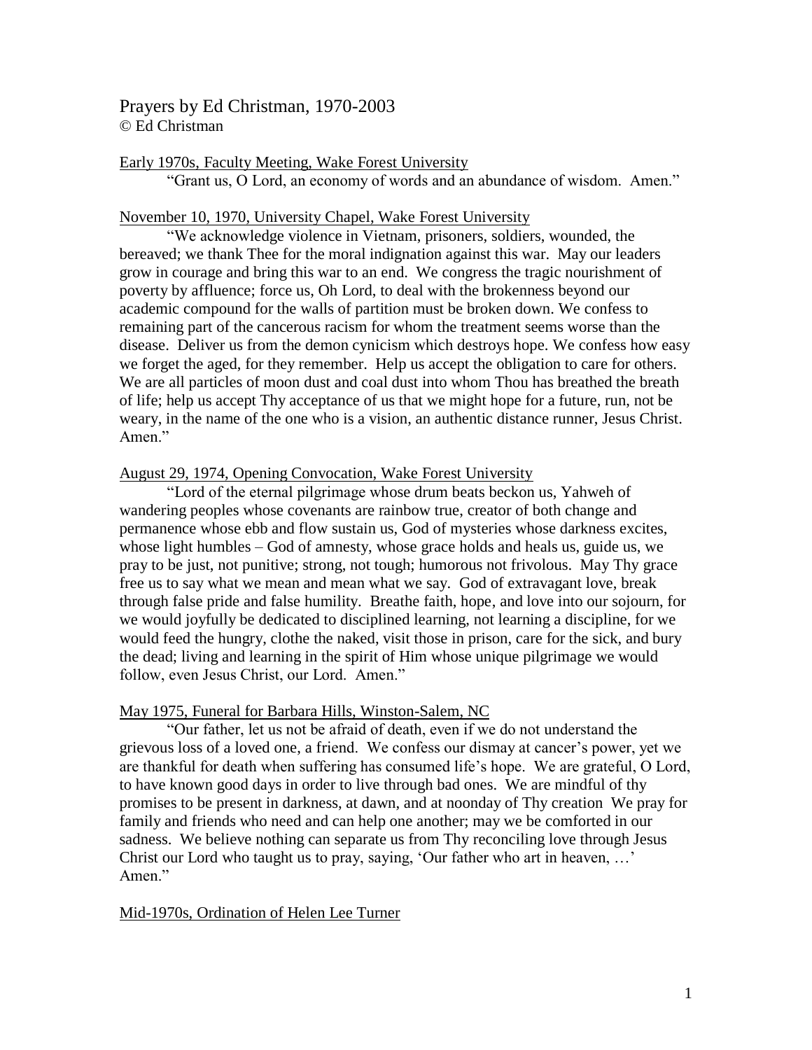# Prayers by Ed Christman, 1970-2003

© Ed Christman

<u>Early 1970s, Faculty Meeting, Wake Forest University</u>

"Grant us, O Lord, an economy of words and an abundance of wisdom. Amen."

<u>November 10, 1970, University Chapel, Wake Forest University</u>

"We acknowledge violence in Vietnam, prisoners, soldiers, wounded, the bereaved; we thank Thee for the moral indignation against this war. May our leaders grow in courage and bring this war to an end. We congress the tragic nourishment of poverty by affluence; force us, Oh Lord, to deal with the brokenness beyond our academic compound for the walls of partition must be broken down. We confess to remaining part of the cancerous racism for whom the treatment seems worse than the disease. Deliver us from the demon cynicism which destroys hope. We confess how easy we forget the aged, for they remember. Help us accept the obligation to care for others. We are all particles of moon dust and coal dust into whom Thou has breathed the breath of life; help us accept Thy acceptance of us that we might hope for a future, run, not be weary, in the name of the one who is a vision, an authentic distance runner, Jesus Christ. Amen."

<u>August 29, 1974, Opening Convocation, Wake Forest University</u>

"Lord of the eternal pilgrimage whose drum beats beckon us, Yahweh of wandering peoples whose covenants are rainbow true, creator of both change and permanence whose ebb and flow sustain us, God of mysteries whose darkness excites, whose light humbles – God of amnesty, whose grace holds and heals us, guide us, we pray to be just, not punitive; strong, not tough; humorous not frivolous. May Thy grace free us to say what we mean and mean what we say. God of extravagant love, break through false pride and false humility. Breathe faith, hope, and love into our sojourn, for we would joyfully be dedicated to disciplined learning, not learning a discipline, for we would feed the hungry, clothe the naked, visit those in prison, care for the sick, and bury the dead; living and learning in the spirit of Him whose unique pilgrimage we would follow, even Jesus Christ, our Lord. Amen."

<u>May 1975, Funeral for Barbara Hills, Winston-Salem, NC</u>

"Our father, let us not be afraid of death, even if we do not understand the grievous loss of a loved one, a friend. We confess our dismay at cancer's power, yet we are thankful for death when suffering has consumed life's hope. We are grateful, O Lord, to have known good days in order to live through bad ones. We are mindful of thy promises to be present in darkness, at dawn, and at noonday of Thy creation We pray for family and friends who need and can help one another; may we be comforted in our sadness. We believe nothing can separate us from Thy reconciling love through Jesus Christ our Lord who taught us to pray, saying, 'Our father who art in heaven, …' Amen."

<u>Mid-1970s, Ordination of Helen Lee Turner</u>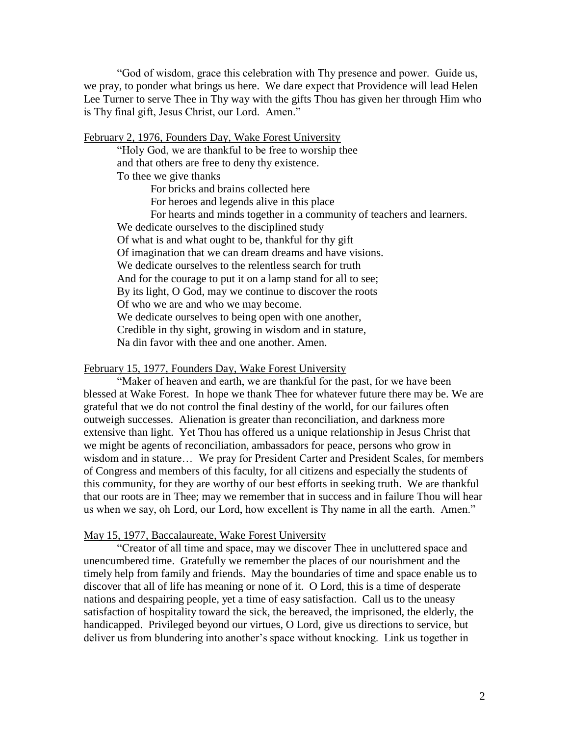"God of wisdom, grace this celebration with Thy presence and power. Guide us, we pray, to ponder what brings us here. We dare expect that Providence will lead Helen Lee Turner to serve Thee in Thy way with the gifts Thou has given her through Him who is Thy final gift, Jesus Christ, our Lord. Amen."

<u>February 2, 1976, Founders Day, Wake Forest University</u>

"Holy God, we are thankful to be free to worship thee
and that others are free to deny thy existence.
To thee we give thanks
    For bricks and brains collected here
    For heroes and legends alive in this place
    For hearts and minds together in a community of teachers and learners.
We dedicate ourselves to the disciplined study
Of what is and what ought to be, thankful for thy gift
Of imagination that we can dream dreams and have visions.
We dedicate ourselves to the relentless search for truth
And for the courage to put it on a lamp stand for all to see;
By its light, O God, may we continue to discover the roots
Of who we are and who we may become.
We dedicate ourselves to being open with one another,
Credible in thy sight, growing in wisdom and in stature,
Na din favor with thee and one another. Amen.

<u>February 15, 1977, Founders Day, Wake Forest University</u>

"Maker of heaven and earth, we are thankful for the past, for we have been blessed at Wake Forest. In hope we thank Thee for whatever future there may be. We are grateful that we do not control the final destiny of the world, for our failures often outweigh successes. Alienation is greater than reconciliation, and darkness more extensive than light. Yet Thou has offered us a unique relationship in Jesus Christ that we might be agents of reconciliation, ambassadors for peace, persons who grow in wisdom and in stature… We pray for President Carter and President Scales, for members of Congress and members of this faculty, for all citizens and especially the students of this community, for they are worthy of our best efforts in seeking truth. We are thankful that our roots are in Thee; may we remember that in success and in failure Thou will hear us when we say, oh Lord, our Lord, how excellent is Thy name in all the earth. Amen."

<u>May 15, 1977, Baccalaureate, Wake Forest University</u>

"Creator of all time and space, may we discover Thee in uncluttered space and unencumbered time. Gratefully we remember the places of our nourishment and the timely help from family and friends. May the boundaries of time and space enable us to discover that all of life has meaning or none of it. O Lord, this is a time of desperate nations and despairing people, yet a time of easy satisfaction. Call us to the uneasy satisfaction of hospitality toward the sick, the bereaved, the imprisoned, the elderly, the handicapped. Privileged beyond our virtues, O Lord, give us directions to service, but deliver us from blundering into another's space without knocking. Link us together in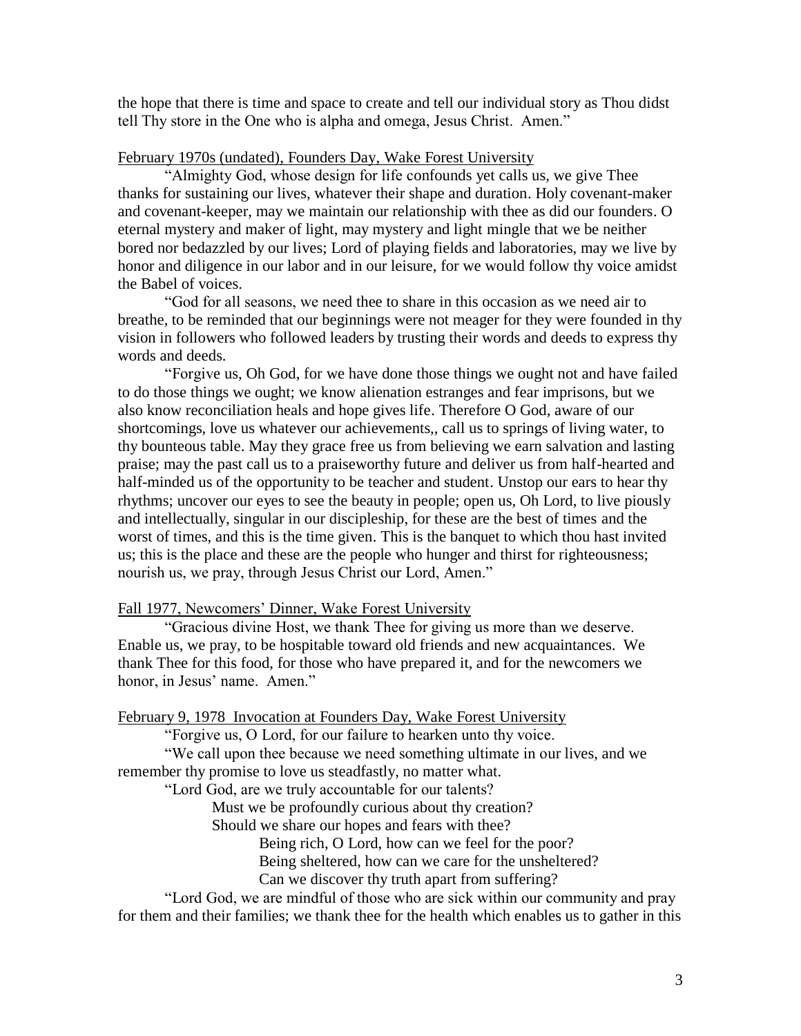the hope that there is time and space to create and tell our individual story as Thou didst tell Thy store in the One who is alpha and omega, Jesus Christ. Amen."

<u>February 1970s (undated), Founders Day, Wake Forest University</u>

"Almighty God, whose design for life confounds yet calls us, we give Thee thanks for sustaining our lives, whatever their shape and duration. Holy covenant-maker and covenant-keeper, may we maintain our relationship with thee as did our founders. O eternal mystery and maker of light, may mystery and light mingle that we be neither bored nor bedazzled by our lives; Lord of playing fields and laboratories, may we live by honor and diligence in our labor and in our leisure, for we would follow thy voice amidst the Babel of voices.

"God for all seasons, we need thee to share in this occasion as we need air to breathe, to be reminded that our beginnings were not meager for they were founded in thy vision in followers who followed leaders by trusting their words and deeds to express thy words and deeds.

"Forgive us, Oh God, for we have done those things we ought not and have failed to do those things we ought; we know alienation estranges and fear imprisons, but we also know reconciliation heals and hope gives life. Therefore O God, aware of our shortcomings, love us whatever our achievements,, call us to springs of living water, to thy bounteous table. May they grace free us from believing we earn salvation and lasting praise; may the past call us to a praiseworthy future and deliver us from half-hearted and half-minded us of the opportunity to be teacher and student. Unstop our ears to hear thy rhythms; uncover our eyes to see the beauty in people; open us, Oh Lord, to live piously and intellectually, singular in our discipleship, for these are the best of times and the worst of times, and this is the time given. This is the banquet to which thou hast invited us; this is the place and these are the people who hunger and thirst for righteousness; nourish us, we pray, through Jesus Christ our Lord, Amen."

<u>Fall 1977, Newcomers' Dinner, Wake Forest University</u>

"Gracious divine Host, we thank Thee for giving us more than we deserve. Enable us, we pray, to be hospitable toward old friends and new acquaintances. We thank Thee for this food, for those who have prepared it, and for the newcomers we honor, in Jesus' name. Amen."

<u>February 9, 1978 Invocation at Founders Day, Wake Forest University</u>

"Forgive us, O Lord, for our failure to hearken unto thy voice.

"We call upon thee because we need something ultimate in our lives, and we remember thy promise to love us steadfastly, no matter what.

"Lord God, are we truly accountable for our talents?
Must we be profoundly curious about thy creation?
Should we share our hopes and fears with thee?
Being rich, O Lord, how can we feel for the poor?
Being sheltered, how can we care for the unsheltered?
Can we discover thy truth apart from suffering?

"Lord God, we are mindful of those who are sick within our community and pray for them and their families; we thank thee for the health which enables us to gather in this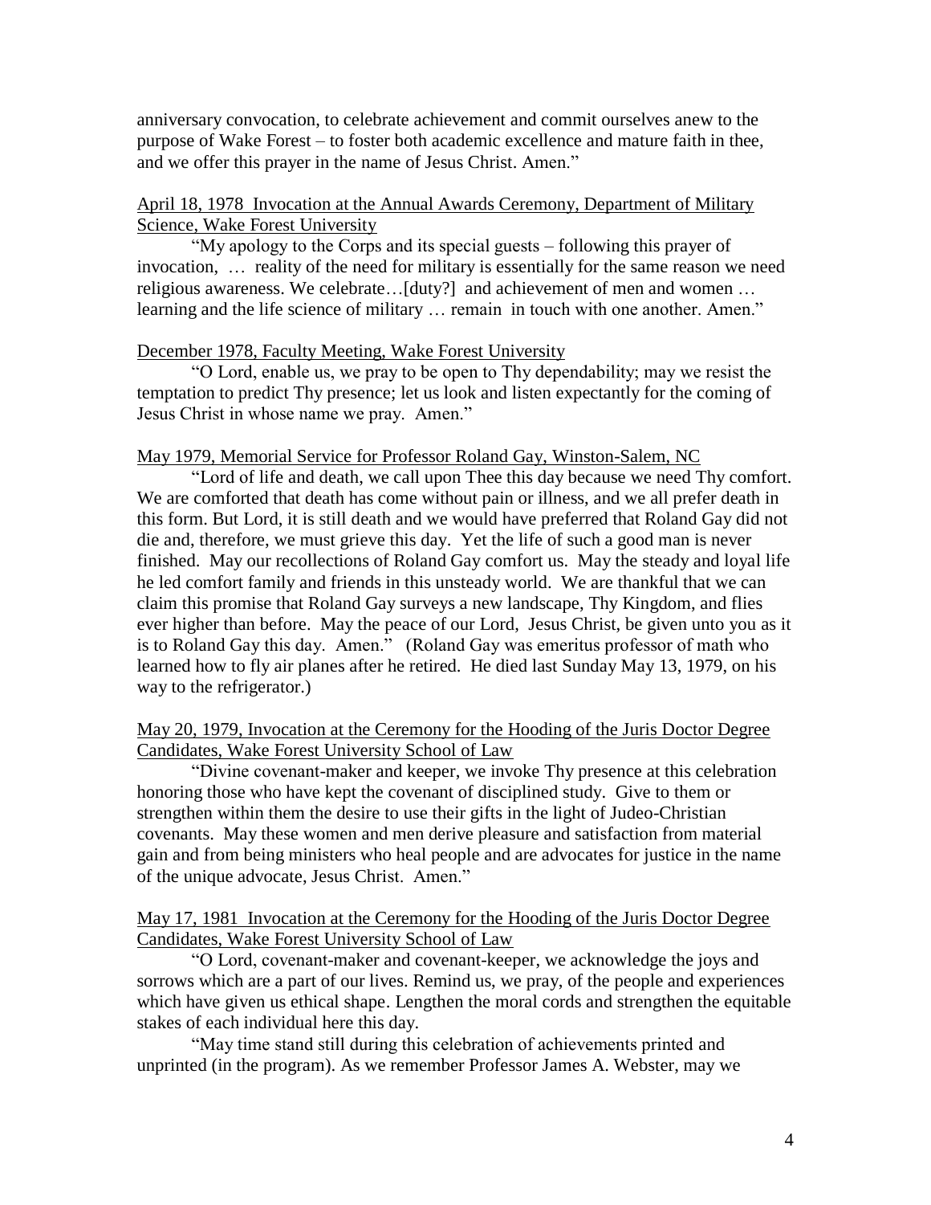anniversary convocation, to celebrate achievement and commit ourselves anew to the purpose of Wake Forest – to foster both academic excellence and mature faith in thee, and we offer this prayer in the name of Jesus Christ. Amen."

<u>April 18, 1978 Invocation at the Annual Awards Ceremony, Department of Military Science, Wake Forest University</u>

"My apology to the Corps and its special guests – following this prayer of invocation, … reality of the need for military is essentially for the same reason we need religious awareness. We celebrate…[duty?] and achievement of men and women … learning and the life science of military … remain in touch with one another. Amen."

<u>December 1978, Faculty Meeting, Wake Forest University</u>

"O Lord, enable us, we pray to be open to Thy dependability; may we resist the temptation to predict Thy presence; let us look and listen expectantly for the coming of Jesus Christ in whose name we pray. Amen."

<u>May 1979, Memorial Service for Professor Roland Gay, Winston-Salem, NC</u>

"Lord of life and death, we call upon Thee this day because we need Thy comfort. We are comforted that death has come without pain or illness, and we all prefer death in this form. But Lord, it is still death and we would have preferred that Roland Gay did not die and, therefore, we must grieve this day. Yet the life of such a good man is never finished. May our recollections of Roland Gay comfort us. May the steady and loyal life he led comfort family and friends in this unsteady world. We are thankful that we can claim this promise that Roland Gay surveys a new landscape, Thy Kingdom, and flies ever higher than before. May the peace of our Lord, Jesus Christ, be given unto you as it is to Roland Gay this day. Amen." (Roland Gay was emeritus professor of math who learned how to fly air planes after he retired. He died last Sunday May 13, 1979, on his way to the refrigerator.)

<u>May 20, 1979, Invocation at the Ceremony for the Hooding of the Juris Doctor Degree Candidates, Wake Forest University School of Law</u>

"Divine covenant-maker and keeper, we invoke Thy presence at this celebration honoring those who have kept the covenant of disciplined study. Give to them or strengthen within them the desire to use their gifts in the light of Judeo-Christian covenants. May these women and men derive pleasure and satisfaction from material gain and from being ministers who heal people and are advocates for justice in the name of the unique advocate, Jesus Christ. Amen."

<u>May 17, 1981 Invocation at the Ceremony for the Hooding of the Juris Doctor Degree Candidates, Wake Forest University School of Law</u>

"O Lord, covenant-maker and covenant-keeper, we acknowledge the joys and sorrows which are a part of our lives. Remind us, we pray, of the people and experiences which have given us ethical shape. Lengthen the moral cords and strengthen the equitable stakes of each individual here this day.

"May time stand still during this celebration of achievements printed and unprinted (in the program). As we remember Professor James A. Webster, may we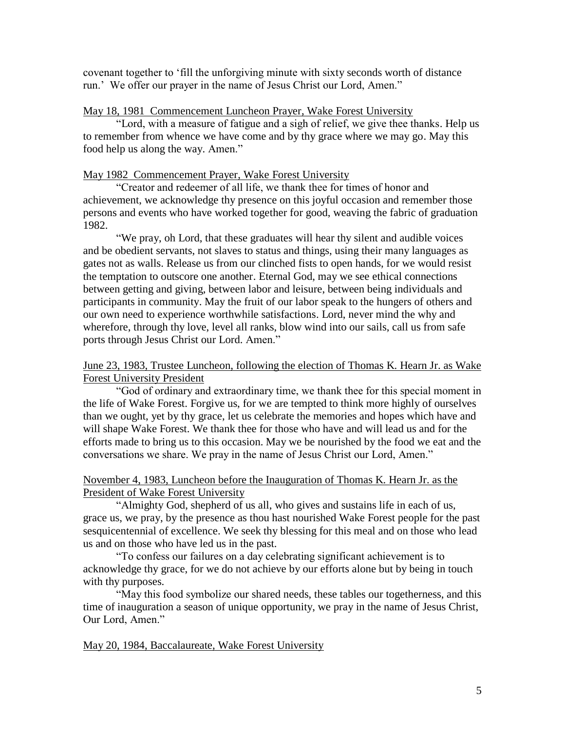covenant together to 'fill the unforgiving minute with sixty seconds worth of distance run.' We offer our prayer in the name of Jesus Christ our Lord, Amen."

<u>May 18, 1981 Commencement Luncheon Prayer, Wake Forest University</u>

"Lord, with a measure of fatigue and a sigh of relief, we give thee thanks. Help us to remember from whence we have come and by thy grace where we may go. May this food help us along the way. Amen."

<u>May 1982 Commencement Prayer, Wake Forest University</u>

"Creator and redeemer of all life, we thank thee for times of honor and achievement, we acknowledge thy presence on this joyful occasion and remember those persons and events who have worked together for good, weaving the fabric of graduation 1982.

"We pray, oh Lord, that these graduates will hear thy silent and audible voices and be obedient servants, not slaves to status and things, using their many languages as gates not as walls. Release us from our clinched fists to open hands, for we would resist the temptation to outscore one another. Eternal God, may we see ethical connections between getting and giving, between labor and leisure, between being individuals and participants in community. May the fruit of our labor speak to the hungers of others and our own need to experience worthwhile satisfactions. Lord, never mind the why and wherefore, through thy love, level all ranks, blow wind into our sails, call us from safe ports through Jesus Christ our Lord. Amen."

<u>June 23, 1983, Trustee Luncheon, following the election of Thomas K. Hearn Jr. as Wake Forest University President</u>

"God of ordinary and extraordinary time, we thank thee for this special moment in the life of Wake Forest. Forgive us, for we are tempted to think more highly of ourselves than we ought, yet by thy grace, let us celebrate the memories and hopes which have and will shape Wake Forest. We thank thee for those who have and will lead us and for the efforts made to bring us to this occasion. May we be nourished by the food we eat and the conversations we share. We pray in the name of Jesus Christ our Lord, Amen."

<u>November 4, 1983, Luncheon before the Inauguration of Thomas K. Hearn Jr. as the President of Wake Forest University</u>

"Almighty God, shepherd of us all, who gives and sustains life in each of us, grace us, we pray, by the presence as thou hast nourished Wake Forest people for the past sesquicentennial of excellence. We seek thy blessing for this meal and on those who lead us and on those who have led us in the past.

"To confess our failures on a day celebrating significant achievement is to acknowledge thy grace, for we do not achieve by our efforts alone but by being in touch with thy purposes.

"May this food symbolize our shared needs, these tables our togetherness, and this time of inauguration a season of unique opportunity, we pray in the name of Jesus Christ, Our Lord, Amen."

<u>May 20, 1984, Baccalaureate, Wake Forest University</u>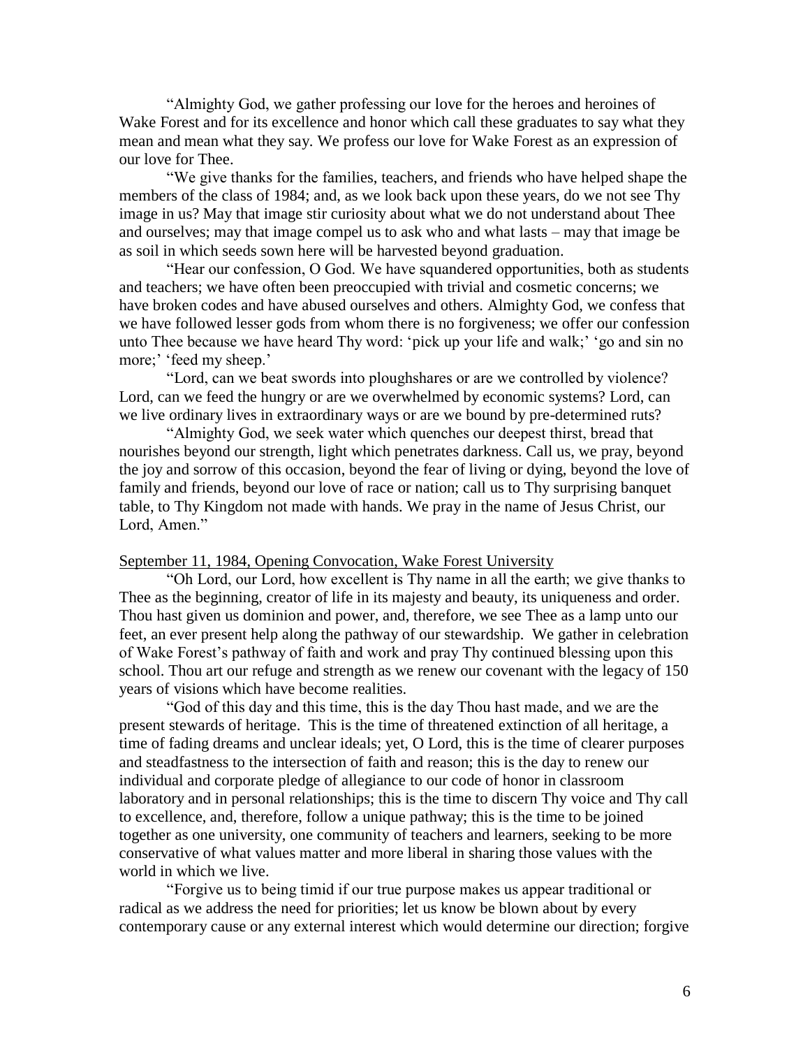"Almighty God, we gather professing our love for the heroes and heroines of Wake Forest and for its excellence and honor which call these graduates to say what they mean and mean what they say. We profess our love for Wake Forest as an expression of our love for Thee.

"We give thanks for the families, teachers, and friends who have helped shape the members of the class of 1984; and, as we look back upon these years, do we not see Thy image in us? May that image stir curiosity about what we do not understand about Thee and ourselves; may that image compel us to ask who and what lasts – may that image be as soil in which seeds sown here will be harvested beyond graduation.

"Hear our confession, O God. We have squandered opportunities, both as students and teachers; we have often been preoccupied with trivial and cosmetic concerns; we have broken codes and have abused ourselves and others. Almighty God, we confess that we have followed lesser gods from whom there is no forgiveness; we offer our confession unto Thee because we have heard Thy word: 'pick up your life and walk;' 'go and sin no more;' 'feed my sheep.'

"Lord, can we beat swords into ploughshares or are we controlled by violence? Lord, can we feed the hungry or are we overwhelmed by economic systems? Lord, can we live ordinary lives in extraordinary ways or are we bound by pre-determined ruts?

"Almighty God, we seek water which quenches our deepest thirst, bread that nourishes beyond our strength, light which penetrates darkness. Call us, we pray, beyond the joy and sorrow of this occasion, beyond the fear of living or dying, beyond the love of family and friends, beyond our love of race or nation; call us to Thy surprising banquet table, to Thy Kingdom not made with hands. We pray in the name of Jesus Christ, our Lord, Amen."

<u>September 11, 1984, Opening Convocation, Wake Forest University</u>

"Oh Lord, our Lord, how excellent is Thy name in all the earth; we give thanks to Thee as the beginning, creator of life in its majesty and beauty, its uniqueness and order. Thou hast given us dominion and power, and, therefore, we see Thee as a lamp unto our feet, an ever present help along the pathway of our stewardship. We gather in celebration of Wake Forest's pathway of faith and work and pray Thy continued blessing upon this school. Thou art our refuge and strength as we renew our covenant with the legacy of 150 years of visions which have become realities.

"God of this day and this time, this is the day Thou hast made, and we are the present stewards of heritage. This is the time of threatened extinction of all heritage, a time of fading dreams and unclear ideals; yet, O Lord, this is the time of clearer purposes and steadfastness to the intersection of faith and reason; this is the day to renew our individual and corporate pledge of allegiance to our code of honor in classroom laboratory and in personal relationships; this is the time to discern Thy voice and Thy call to excellence, and, therefore, follow a unique pathway; this is the time to be joined together as one university, one community of teachers and learners, seeking to be more conservative of what values matter and more liberal in sharing those values with the world in which we live.

"Forgive us to being timid if our true purpose makes us appear traditional or radical as we address the need for priorities; let us know be blown about by every contemporary cause or any external interest which would determine our direction; forgive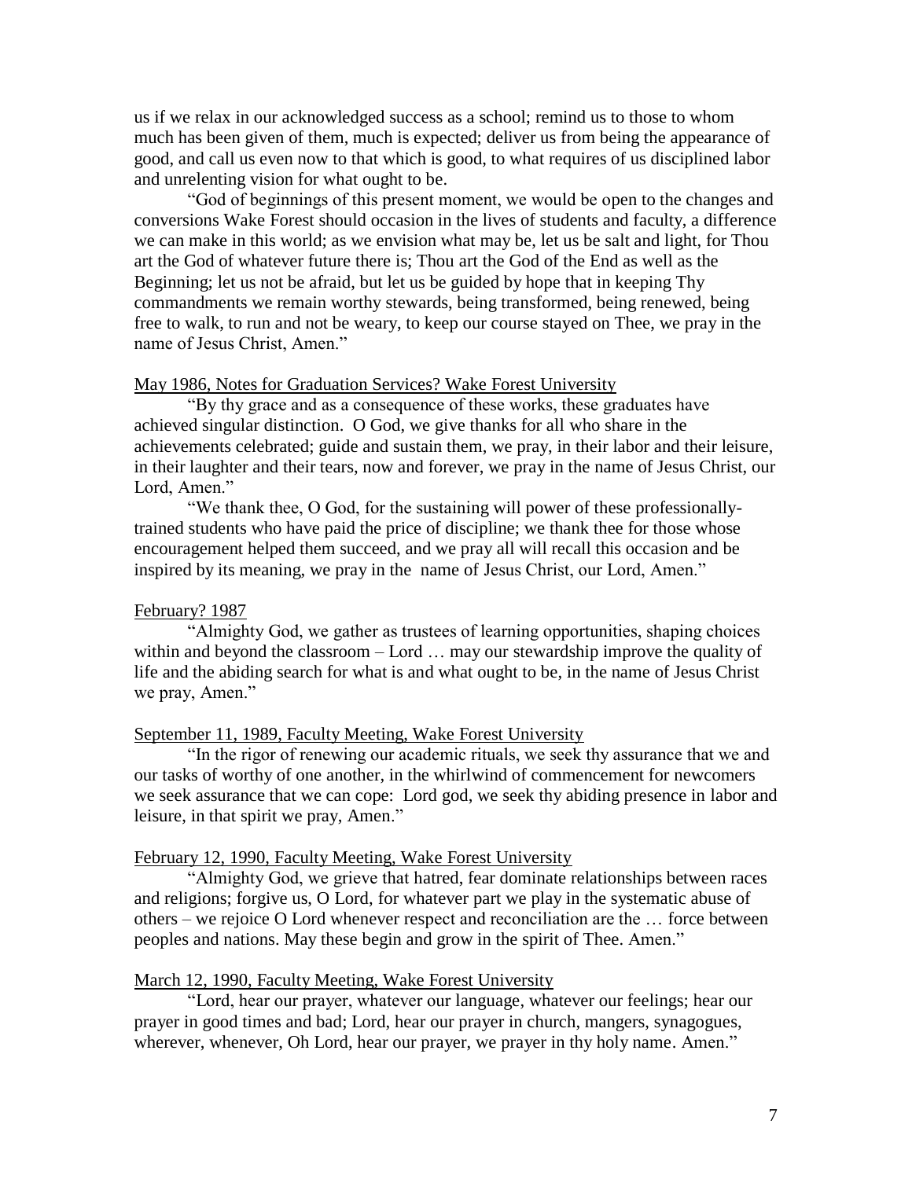us if we relax in our acknowledged success as a school; remind us to those to whom much has been given of them, much is expected; deliver us from being the appearance of good, and call us even now to that which is good, to what requires of us disciplined labor and unrelenting vision for what ought to be.

"God of beginnings of this present moment, we would be open to the changes and conversions Wake Forest should occasion in the lives of students and faculty, a difference we can make in this world; as we envision what may be, let us be salt and light, for Thou art the God of whatever future there is; Thou art the God of the End as well as the Beginning; let us not be afraid, but let us be guided by hope that in keeping Thy commandments we remain worthy stewards, being transformed, being renewed, being free to walk, to run and not be weary, to keep our course stayed on Thee, we pray in the name of Jesus Christ, Amen."

May 1986, Notes for Graduation Services? Wake Forest University

"By thy grace and as a consequence of these works, these graduates have achieved singular distinction. O God, we give thanks for all who share in the achievements celebrated; guide and sustain them, we pray, in their labor and their leisure, in their laughter and their tears, now and forever, we pray in the name of Jesus Christ, our Lord, Amen."

"We thank thee, O God, for the sustaining will power of these professionally-trained students who have paid the price of discipline; we thank thee for those whose encouragement helped them succeed, and we pray all will recall this occasion and be inspired by its meaning, we pray in the name of Jesus Christ, our Lord, Amen."

February? 1987

"Almighty God, we gather as trustees of learning opportunities, shaping choices within and beyond the classroom – Lord … may our stewardship improve the quality of life and the abiding search for what is and what ought to be, in the name of Jesus Christ we pray, Amen."

September 11, 1989, Faculty Meeting, Wake Forest University

"In the rigor of renewing our academic rituals, we seek thy assurance that we and our tasks of worthy of one another, in the whirlwind of commencement for newcomers we seek assurance that we can cope: Lord god, we seek thy abiding presence in labor and leisure, in that spirit we pray, Amen."

February 12, 1990, Faculty Meeting, Wake Forest University

"Almighty God, we grieve that hatred, fear dominate relationships between races and religions; forgive us, O Lord, for whatever part we play in the systematic abuse of others – we rejoice O Lord whenever respect and reconciliation are the … force between peoples and nations. May these begin and grow in the spirit of Thee. Amen."

March 12, 1990, Faculty Meeting, Wake Forest University

"Lord, hear our prayer, whatever our language, whatever our feelings; hear our prayer in good times and bad; Lord, hear our prayer in church, mangers, synagogues, wherever, whenever, Oh Lord, hear our prayer, we prayer in thy holy name. Amen."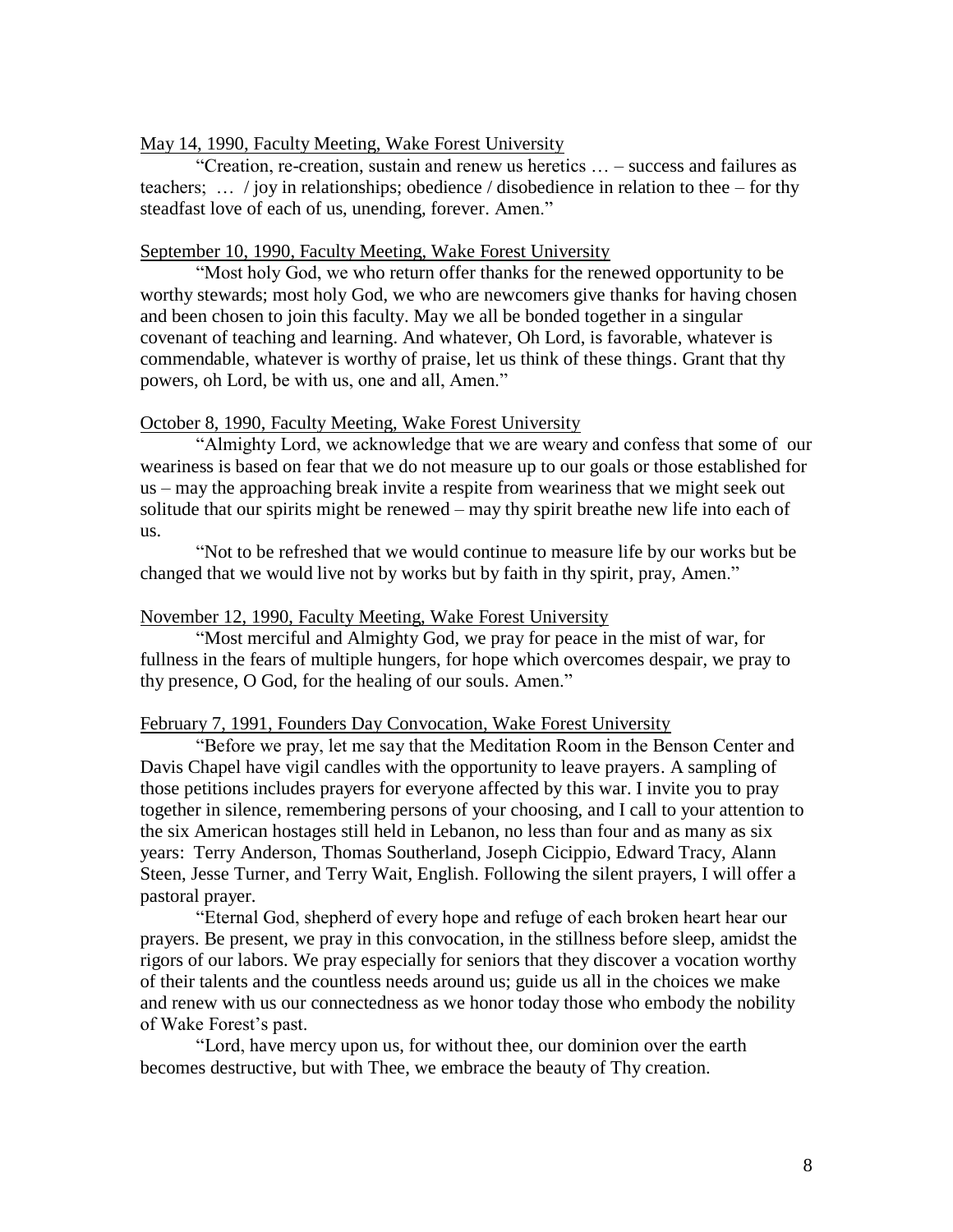<u>May 14, 1990, Faculty Meeting, Wake Forest University</u>

"Creation, re-creation, sustain and renew us heretics … – success and failures as teachers; … / joy in relationships; obedience / disobedience in relation to thee – for thy steadfast love of each of us, unending, forever. Amen."

<u>September 10, 1990, Faculty Meeting, Wake Forest University</u>

"Most holy God, we who return offer thanks for the renewed opportunity to be worthy stewards; most holy God, we who are newcomers give thanks for having chosen and been chosen to join this faculty. May we all be bonded together in a singular covenant of teaching and learning. And whatever, Oh Lord, is favorable, whatever is commendable, whatever is worthy of praise, let us think of these things. Grant that thy powers, oh Lord, be with us, one and all, Amen."

<u>October 8, 1990, Faculty Meeting, Wake Forest University</u>

"Almighty Lord, we acknowledge that we are weary and confess that some of our weariness is based on fear that we do not measure up to our goals or those established for us – may the approaching break invite a respite from weariness that we might seek out solitude that our spirits might be renewed – may thy spirit breathe new life into each of us.

"Not to be refreshed that we would continue to measure life by our works but be changed that we would live not by works but by faith in thy spirit, pray, Amen."

<u>November 12, 1990, Faculty Meeting, Wake Forest University</u>

"Most merciful and Almighty God, we pray for peace in the mist of war, for fullness in the fears of multiple hungers, for hope which overcomes despair, we pray to thy presence, O God, for the healing of our souls. Amen."

<u>February 7, 1991, Founders Day Convocation, Wake Forest University</u>

"Before we pray, let me say that the Meditation Room in the Benson Center and Davis Chapel have vigil candles with the opportunity to leave prayers. A sampling of those petitions includes prayers for everyone affected by this war. I invite you to pray together in silence, remembering persons of your choosing, and I call to your attention to the six American hostages still held in Lebanon, no less than four and as many as six years: Terry Anderson, Thomas Southerland, Joseph Cicippio, Edward Tracy, Alann Steen, Jesse Turner, and Terry Wait, English. Following the silent prayers, I will offer a pastoral prayer.

"Eternal God, shepherd of every hope and refuge of each broken heart hear our prayers. Be present, we pray in this convocation, in the stillness before sleep, amidst the rigors of our labors. We pray especially for seniors that they discover a vocation worthy of their talents and the countless needs around us; guide us all in the choices we make and renew with us our connectedness as we honor today those who embody the nobility of Wake Forest's past.

"Lord, have mercy upon us, for without thee, our dominion over the earth becomes destructive, but with Thee, we embrace the beauty of Thy creation.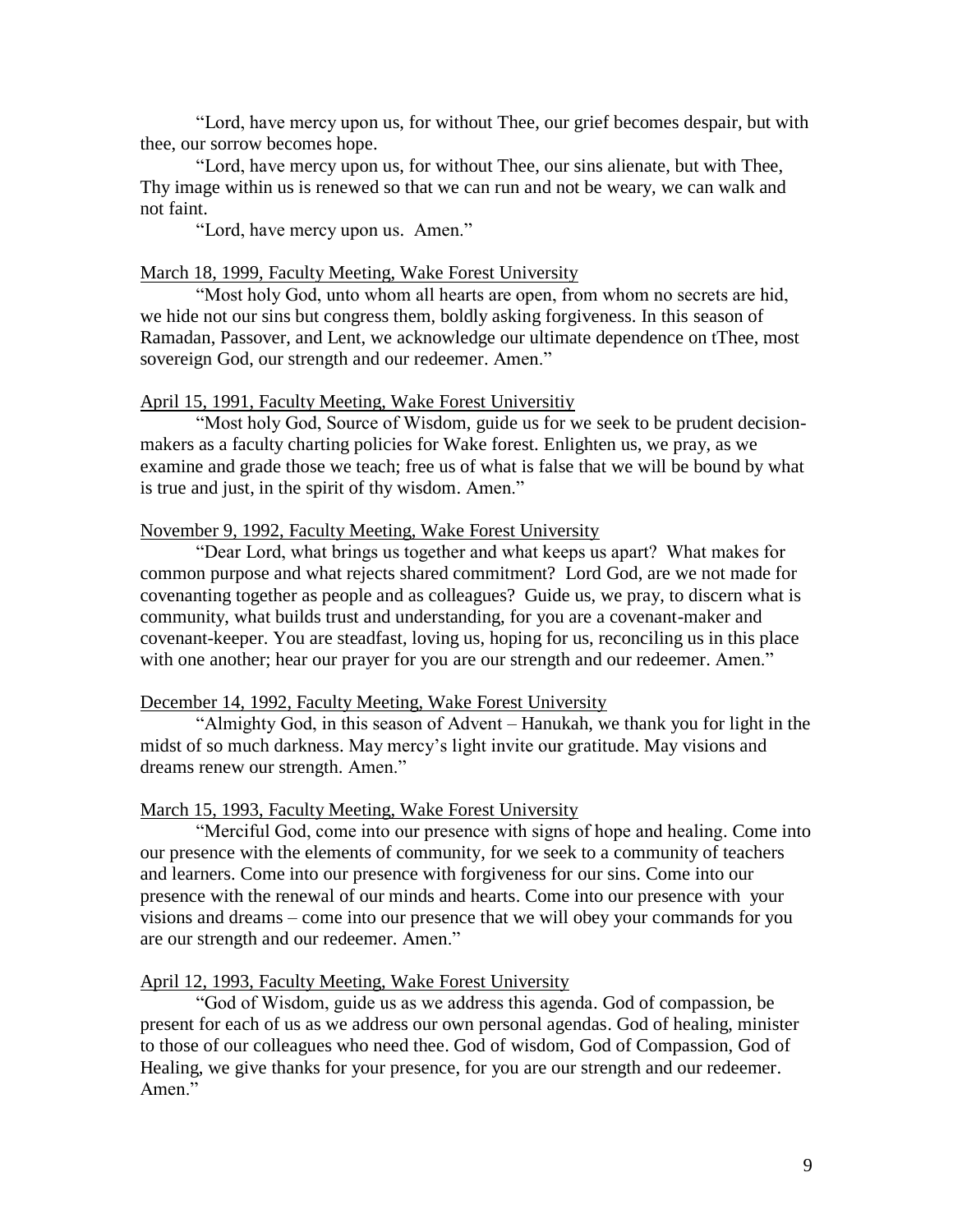"Lord, have mercy upon us, for without Thee, our grief becomes despair, but with thee, our sorrow becomes hope.

"Lord, have mercy upon us, for without Thee, our sins alienate, but with Thee, Thy image within us is renewed so that we can run and not be weary, we can walk and not faint.

"Lord, have mercy upon us. Amen."

<u>March 18, 1999, Faculty Meeting, Wake Forest University</u>

"Most holy God, unto whom all hearts are open, from whom no secrets are hid, we hide not our sins but congress them, boldly asking forgiveness. In this season of Ramadan, Passover, and Lent, we acknowledge our ultimate dependence on tThee, most sovereign God, our strength and our redeemer. Amen."

<u>April 15, 1991, Faculty Meeting, Wake Forest Universitiy</u>

"Most holy God, Source of Wisdom, guide us for we seek to be prudent decision-makers as a faculty charting policies for Wake forest. Enlighten us, we pray, as we examine and grade those we teach; free us of what is false that we will be bound by what is true and just, in the spirit of thy wisdom. Amen."

<u>November 9, 1992, Faculty Meeting, Wake Forest University</u>

"Dear Lord, what brings us together and what keeps us apart? What makes for common purpose and what rejects shared commitment? Lord God, are we not made for covenanting together as people and as colleagues? Guide us, we pray, to discern what is community, what builds trust and understanding, for you are a covenant-maker and covenant-keeper. You are steadfast, loving us, hoping for us, reconciling us in this place with one another; hear our prayer for you are our strength and our redeemer. Amen."

<u>December 14, 1992, Faculty Meeting, Wake Forest University</u>

"Almighty God, in this season of Advent – Hanukah, we thank you for light in the midst of so much darkness. May mercy's light invite our gratitude. May visions and dreams renew our strength. Amen."

<u>March 15, 1993, Faculty Meeting, Wake Forest University</u>

"Merciful God, come into our presence with signs of hope and healing. Come into our presence with the elements of community, for we seek to a community of teachers and learners. Come into our presence with forgiveness for our sins. Come into our presence with the renewal of our minds and hearts. Come into our presence with your visions and dreams – come into our presence that we will obey your commands for you are our strength and our redeemer. Amen."

<u>April 12, 1993, Faculty Meeting, Wake Forest University</u>

"God of Wisdom, guide us as we address this agenda. God of compassion, be present for each of us as we address our own personal agendas. God of healing, minister to those of our colleagues who need thee. God of wisdom, God of Compassion, God of Healing, we give thanks for your presence, for you are our strength and our redeemer. Amen."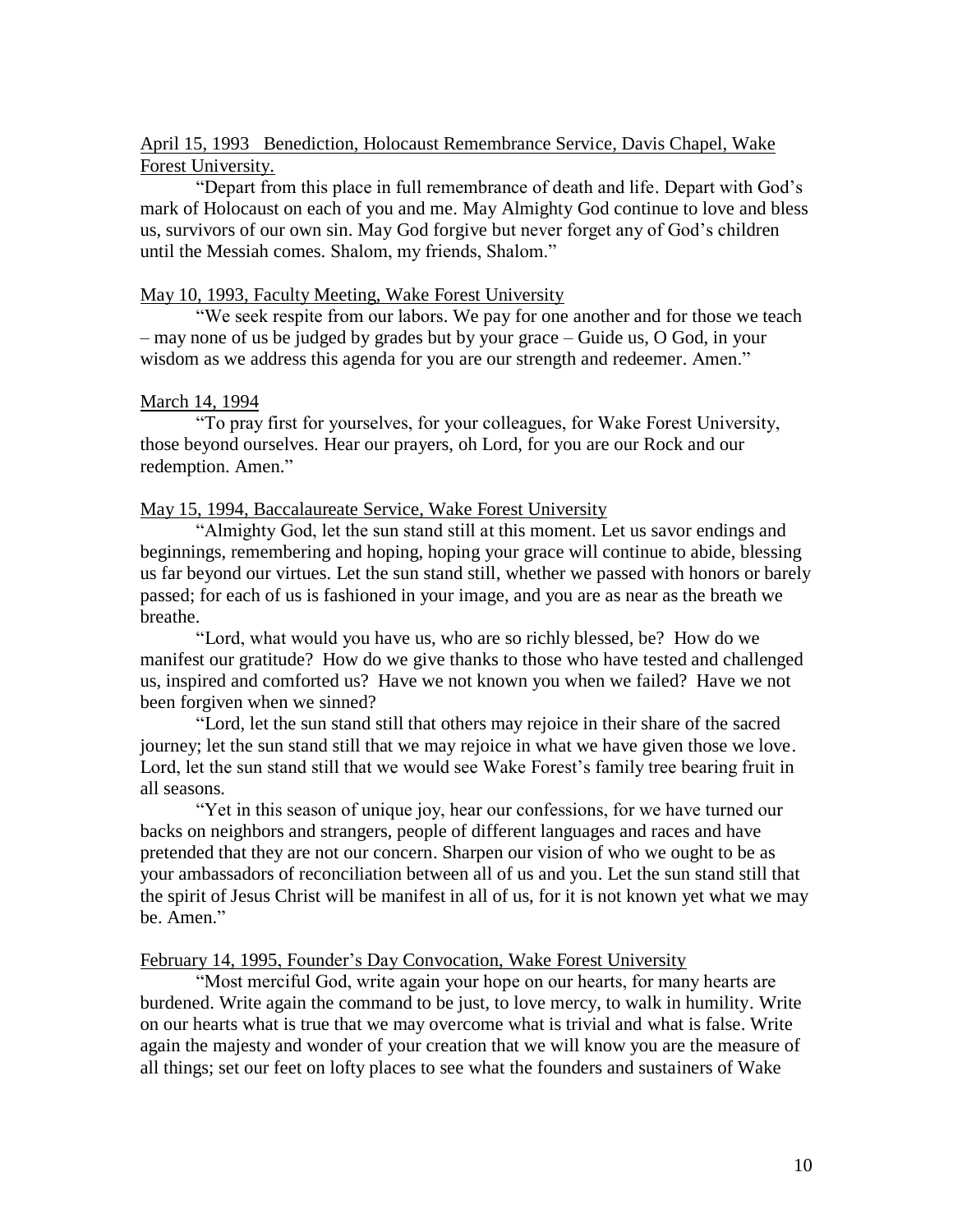<u>April 15, 1993 Benediction, Holocaust Remembrance Service, Davis Chapel, Wake Forest University.</u>

"Depart from this place in full remembrance of death and life. Depart with God's mark of Holocaust on each of you and me. May Almighty God continue to love and bless us, survivors of our own sin. May God forgive but never forget any of God's children until the Messiah comes. Shalom, my friends, Shalom."

<u>May 10, 1993, Faculty Meeting, Wake Forest University</u>

"We seek respite from our labors. We pay for one another and for those we teach – may none of us be judged by grades but by your grace – Guide us, O God, in your wisdom as we address this agenda for you are our strength and redeemer. Amen."

<u>March 14, 1994</u>

"To pray first for yourselves, for your colleagues, for Wake Forest University, those beyond ourselves. Hear our prayers, oh Lord, for you are our Rock and our redemption. Amen."

<u>May 15, 1994, Baccalaureate Service, Wake Forest University</u>

"Almighty God, let the sun stand still at this moment. Let us savor endings and beginnings, remembering and hoping, hoping your grace will continue to abide, blessing us far beyond our virtues. Let the sun stand still, whether we passed with honors or barely passed; for each of us is fashioned in your image, and you are as near as the breath we breathe.

"Lord, what would you have us, who are so richly blessed, be? How do we manifest our gratitude? How do we give thanks to those who have tested and challenged us, inspired and comforted us? Have we not known you when we failed? Have we not been forgiven when we sinned?

"Lord, let the sun stand still that others may rejoice in their share of the sacred journey; let the sun stand still that we may rejoice in what we have given those we love. Lord, let the sun stand still that we would see Wake Forest's family tree bearing fruit in all seasons.

"Yet in this season of unique joy, hear our confessions, for we have turned our backs on neighbors and strangers, people of different languages and races and have pretended that they are not our concern. Sharpen our vision of who we ought to be as your ambassadors of reconciliation between all of us and you. Let the sun stand still that the spirit of Jesus Christ will be manifest in all of us, for it is not known yet what we may be. Amen."

<u>February 14, 1995, Founder's Day Convocation, Wake Forest University</u>

"Most merciful God, write again your hope on our hearts, for many hearts are burdened. Write again the command to be just, to love mercy, to walk in humility. Write on our hearts what is true that we may overcome what is trivial and what is false. Write again the majesty and wonder of your creation that we will know you are the measure of all things; set our feet on lofty places to see what the founders and sustainers of Wake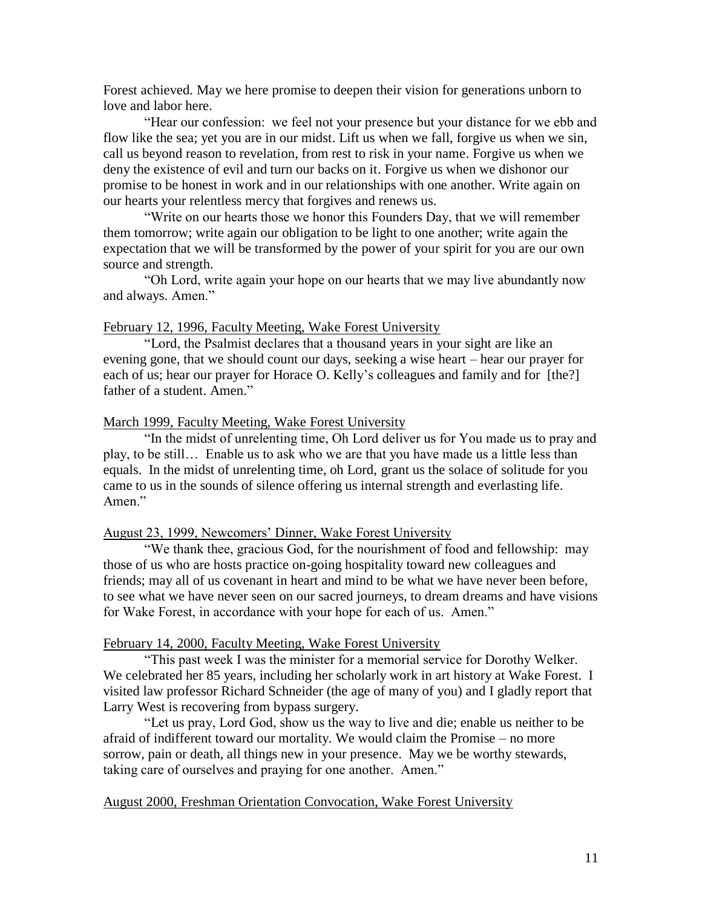Forest achieved. May we here promise to deepen their vision for generations unborn to love and labor here.

"Hear our confession: we feel not your presence but your distance for we ebb and flow like the sea; yet you are in our midst. Lift us when we fall, forgive us when we sin, call us beyond reason to revelation, from rest to risk in your name. Forgive us when we deny the existence of evil and turn our backs on it. Forgive us when we dishonor our promise to be honest in work and in our relationships with one another. Write again on our hearts your relentless mercy that forgives and renews us.

"Write on our hearts those we honor this Founders Day, that we will remember them tomorrow; write again our obligation to be light to one another; write again the expectation that we will be transformed by the power of your spirit for you are our own source and strength.

"Oh Lord, write again your hope on our hearts that we may live abundantly now and always. Amen."

<u>February 12, 1996, Faculty Meeting, Wake Forest University</u>

"Lord, the Psalmist declares that a thousand years in your sight are like an evening gone, that we should count our days, seeking a wise heart – hear our prayer for each of us; hear our prayer for Horace O. Kelly's colleagues and family and for [the?] father of a student. Amen."

<u>March 1999, Faculty Meeting, Wake Forest University</u>

"In the midst of unrelenting time, Oh Lord deliver us for You made us to pray and play, to be still… Enable us to ask who we are that you have made us a little less than equals. In the midst of unrelenting time, oh Lord, grant us the solace of solitude for you came to us in the sounds of silence offering us internal strength and everlasting life. Amen."

<u>August 23, 1999, Newcomers' Dinner, Wake Forest University</u>

"We thank thee, gracious God, for the nourishment of food and fellowship: may those of us who are hosts practice on-going hospitality toward new colleagues and friends; may all of us covenant in heart and mind to be what we have never been before, to see what we have never seen on our sacred journeys, to dream dreams and have visions for Wake Forest, in accordance with your hope for each of us. Amen."

<u>February 14, 2000, Faculty Meeting, Wake Forest University</u>

"This past week I was the minister for a memorial service for Dorothy Welker. We celebrated her 85 years, including her scholarly work in art history at Wake Forest. I visited law professor Richard Schneider (the age of many of you) and I gladly report that Larry West is recovering from bypass surgery.

"Let us pray, Lord God, show us the way to live and die; enable us neither to be afraid of indifferent toward our mortality. We would claim the Promise – no more sorrow, pain or death, all things new in your presence. May we be worthy stewards, taking care of ourselves and praying for one another. Amen."

<u>August 2000, Freshman Orientation Convocation, Wake Forest University</u>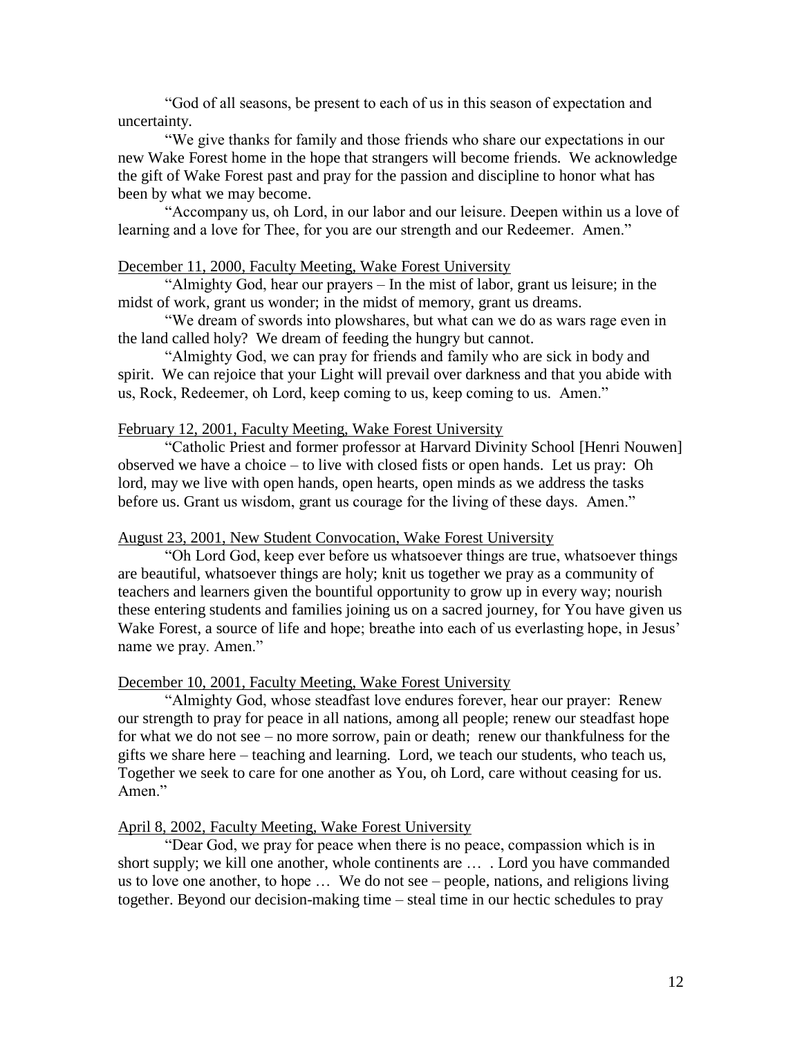"God of all seasons, be present to each of us in this season of expectation and uncertainty.

"We give thanks for family and those friends who share our expectations in our new Wake Forest home in the hope that strangers will become friends. We acknowledge the gift of Wake Forest past and pray for the passion and discipline to honor what has been by what we may become.

"Accompany us, oh Lord, in our labor and our leisure. Deepen within us a love of learning and a love for Thee, for you are our strength and our Redeemer. Amen."

<u>December 11, 2000, Faculty Meeting, Wake Forest University</u>

"Almighty God, hear our prayers – In the mist of labor, grant us leisure; in the midst of work, grant us wonder; in the midst of memory, grant us dreams.

"We dream of swords into plowshares, but what can we do as wars rage even in the land called holy? We dream of feeding the hungry but cannot.

"Almighty God, we can pray for friends and family who are sick in body and spirit. We can rejoice that your Light will prevail over darkness and that you abide with us, Rock, Redeemer, oh Lord, keep coming to us, keep coming to us. Amen."

<u>February 12, 2001, Faculty Meeting, Wake Forest University</u>

"Catholic Priest and former professor at Harvard Divinity School [Henri Nouwen] observed we have a choice – to live with closed fists or open hands. Let us pray: Oh lord, may we live with open hands, open hearts, open minds as we address the tasks before us. Grant us wisdom, grant us courage for the living of these days. Amen."

<u>August 23, 2001, New Student Convocation, Wake Forest University</u>

"Oh Lord God, keep ever before us whatsoever things are true, whatsoever things are beautiful, whatsoever things are holy; knit us together we pray as a community of teachers and learners given the bountiful opportunity to grow up in every way; nourish these entering students and families joining us on a sacred journey, for You have given us Wake Forest, a source of life and hope; breathe into each of us everlasting hope, in Jesus' name we pray. Amen."

<u>December 10, 2001, Faculty Meeting, Wake Forest University</u>

"Almighty God, whose steadfast love endures forever, hear our prayer: Renew our strength to pray for peace in all nations, among all people; renew our steadfast hope for what we do not see – no more sorrow, pain or death; renew our thankfulness for the gifts we share here – teaching and learning. Lord, we teach our students, who teach us, Together we seek to care for one another as You, oh Lord, care without ceasing for us. Amen."

<u>April 8, 2002, Faculty Meeting, Wake Forest University</u>

"Dear God, we pray for peace when there is no peace, compassion which is in short supply; we kill one another, whole continents are … . Lord you have commanded us to love one another, to hope … We do not see – people, nations, and religions living together. Beyond our decision-making time – steal time in our hectic schedules to pray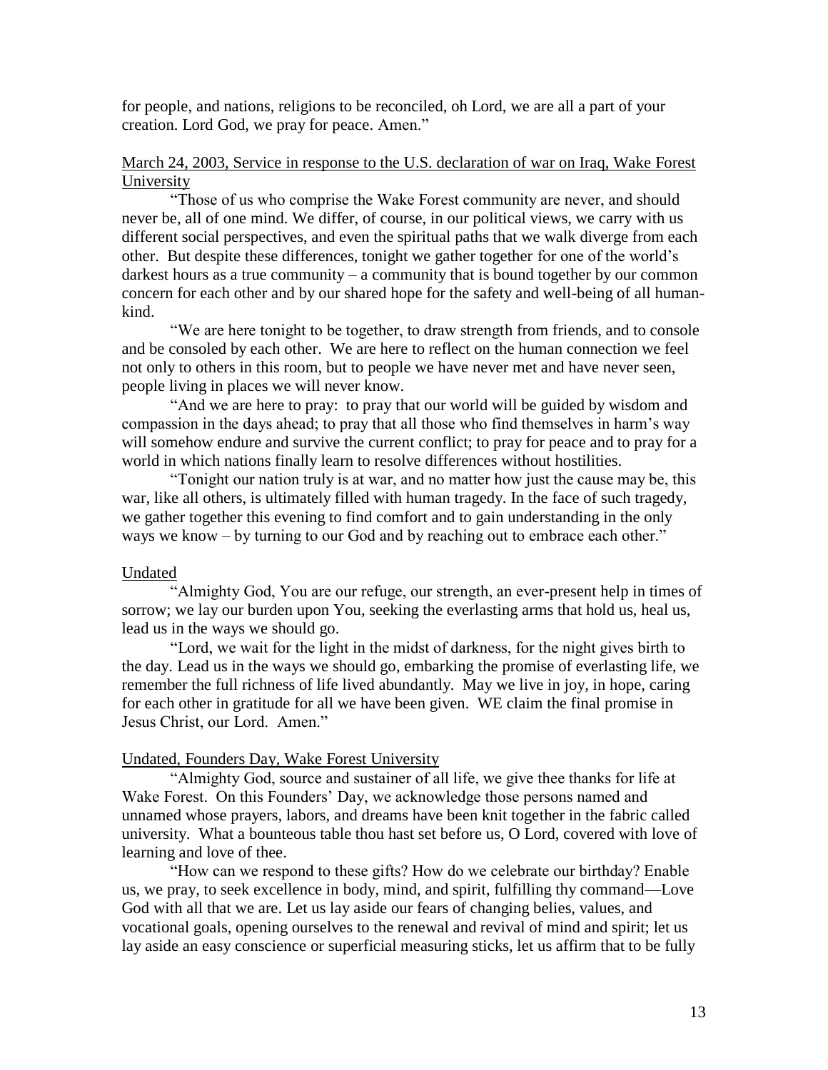for people, and nations, religions to be reconciled, oh Lord, we are all a part of your creation. Lord God, we pray for peace. Amen."

<u>March 24, 2003, Service in response to the U.S. declaration of war on Iraq, Wake Forest University</u>

"Those of us who comprise the Wake Forest community are never, and should never be, all of one mind. We differ, of course, in our political views, we carry with us different social perspectives, and even the spiritual paths that we walk diverge from each other. But despite these differences, tonight we gather together for one of the world's darkest hours as a true community – a community that is bound together by our common concern for each other and by our shared hope for the safety and well-being of all human-kind.

"We are here tonight to be together, to draw strength from friends, and to console and be consoled by each other. We are here to reflect on the human connection we feel not only to others in this room, but to people we have never met and have never seen, people living in places we will never know.

"And we are here to pray: to pray that our world will be guided by wisdom and compassion in the days ahead; to pray that all those who find themselves in harm's way will somehow endure and survive the current conflict; to pray for peace and to pray for a world in which nations finally learn to resolve differences without hostilities.

"Tonight our nation truly is at war, and no matter how just the cause may be, this war, like all others, is ultimately filled with human tragedy. In the face of such tragedy, we gather together this evening to find comfort and to gain understanding in the only ways we know – by turning to our God and by reaching out to embrace each other."

<u>Undated</u>

"Almighty God, You are our refuge, our strength, an ever-present help in times of sorrow; we lay our burden upon You, seeking the everlasting arms that hold us, heal us, lead us in the ways we should go.

"Lord, we wait for the light in the midst of darkness, for the night gives birth to the day. Lead us in the ways we should go, embarking the promise of everlasting life, we remember the full richness of life lived abundantly. May we live in joy, in hope, caring for each other in gratitude for all we have been given. WE claim the final promise in Jesus Christ, our Lord. Amen."

<u>Undated, Founders Day, Wake Forest University</u>

"Almighty God, source and sustainer of all life, we give thee thanks for life at Wake Forest. On this Founders' Day, we acknowledge those persons named and unnamed whose prayers, labors, and dreams have been knit together in the fabric called university. What a bounteous table thou hast set before us, O Lord, covered with love of learning and love of thee.

"How can we respond to these gifts? How do we celebrate our birthday? Enable us, we pray, to seek excellence in body, mind, and spirit, fulfilling thy command—Love God with all that we are. Let us lay aside our fears of changing belies, values, and vocational goals, opening ourselves to the renewal and revival of mind and spirit; let us lay aside an easy conscience or superficial measuring sticks, let us affirm that to be fully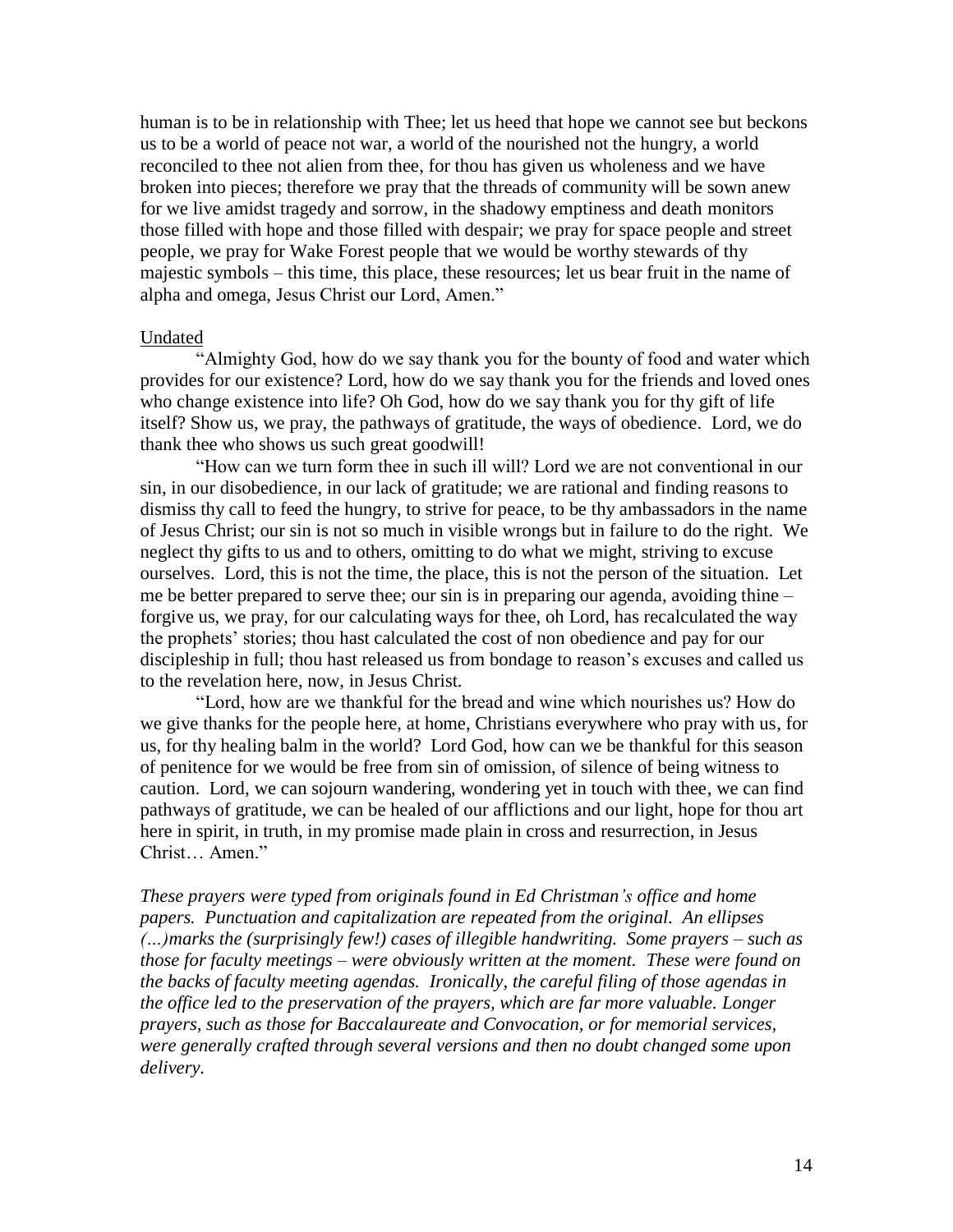human is to be in relationship with Thee; let us heed that hope we cannot see but beckons us to be a world of peace not war, a world of the nourished not the hungry, a world reconciled to thee not alien from thee, for thou has given us wholeness and we have broken into pieces; therefore we pray that the threads of community will be sown anew for we live amidst tragedy and sorrow, in the shadowy emptiness and death monitors those filled with hope and those filled with despair; we pray for space people and street people, we pray for Wake Forest people that we would be worthy stewards of thy majestic symbols – this time, this place, these resources; let us bear fruit in the name of alpha and omega, Jesus Christ our Lord, Amen."

<u>Undated</u>

"Almighty God, how do we say thank you for the bounty of food and water which provides for our existence? Lord, how do we say thank you for the friends and loved ones who change existence into life? Oh God, how do we say thank you for thy gift of life itself? Show us, we pray, the pathways of gratitude, the ways of obedience. Lord, we do thank thee who shows us such great goodwill!

"How can we turn form thee in such ill will? Lord we are not conventional in our sin, in our disobedience, in our lack of gratitude; we are rational and finding reasons to dismiss thy call to feed the hungry, to strive for peace, to be thy ambassadors in the name of Jesus Christ; our sin is not so much in visible wrongs but in failure to do the right. We neglect thy gifts to us and to others, omitting to do what we might, striving to excuse ourselves. Lord, this is not the time, the place, this is not the person of the situation. Let me be better prepared to serve thee; our sin is in preparing our agenda, avoiding thine – forgive us, we pray, for our calculating ways for thee, oh Lord, has recalculated the way the prophets' stories; thou hast calculated the cost of non obedience and pay for our discipleship in full; thou hast released us from bondage to reason's excuses and called us to the revelation here, now, in Jesus Christ.

"Lord, how are we thankful for the bread and wine which nourishes us? How do we give thanks for the people here, at home, Christians everywhere who pray with us, for us, for thy healing balm in the world? Lord God, how can we be thankful for this season of penitence for we would be free from sin of omission, of silence of being witness to caution. Lord, we can sojourn wandering, wondering yet in touch with thee, we can find pathways of gratitude, we can be healed of our afflictions and our light, hope for thou art here in spirit, in truth, in my promise made plain in cross and resurrection, in Jesus Christ… Amen."

*These prayers were typed from originals found in Ed Christman's office and home papers. Punctuation and capitalization are repeated from the original. An ellipses (…)marks the (surprisingly few!) cases of illegible handwriting. Some prayers – such as those for faculty meetings – were obviously written at the moment. These were found on the backs of faculty meeting agendas. Ironically, the careful filing of those agendas in the office led to the preservation of the prayers, which are far more valuable. Longer prayers, such as those for Baccalaureate and Convocation, or for memorial services, were generally crafted through several versions and then no doubt changed some upon delivery.*